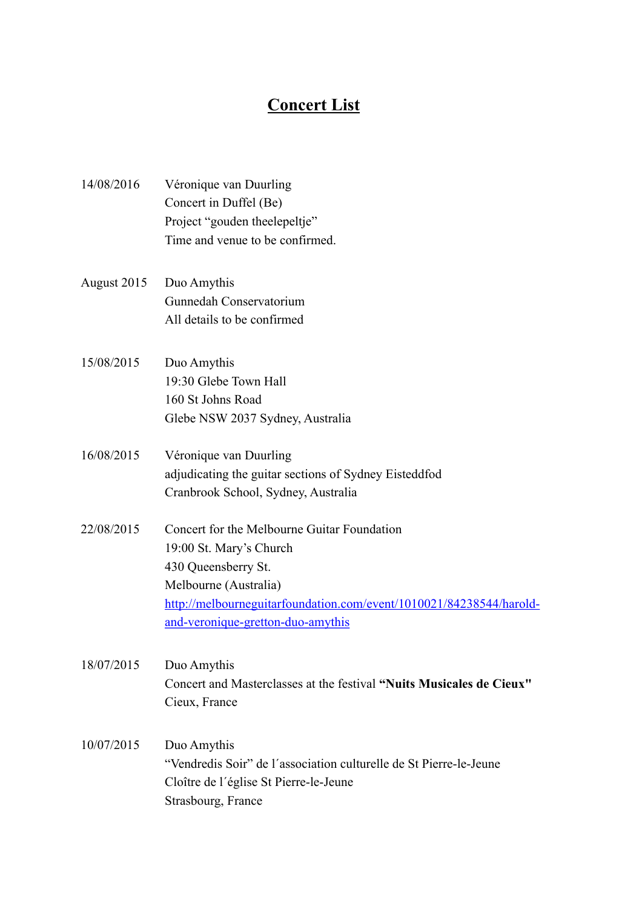# Concert List

14/08/2016 Véronique van Duurling
Concert in Duffel (Be)
Project "gouden theelepeltje"
Time and venue to be confirmed.

August 2015 Duo Amythis
Gunnedah Conservatorium
All details to be confirmed

15/08/2015 Duo Amythis
19:30 Glebe Town Hall
160 St Johns Road
Glebe NSW 2037 Sydney, Australia

16/08/2015 Véronique van Duurling
adjudicating the guitar sections of Sydney Eisteddfod
Cranbrook School, Sydney, Australia

22/08/2015 Concert for the Melbourne Guitar Foundation
19:00 St. Mary's Church
430 Queensberry St.
Melbourne (Australia)
[http://melbourneguitarfoundation.com/event/1010021/84238544/harold-and-veronique-gretton-duo-amythis](http://melbourneguitarfoundation.com/event/1010021/84238544/harold-and-veronique-gretton-duo-amythis)

18/07/2015 Duo Amythis
Concert and Masterclasses at the festival **"Nuits Musicales de Cieux"**
Cieux, France

10/07/2015 Duo Amythis
"Vendredis Soir" de l´association culturelle de St Pierre-le-Jeune
Cloître de l´église St Pierre-le-Jeune
Strasbourg, France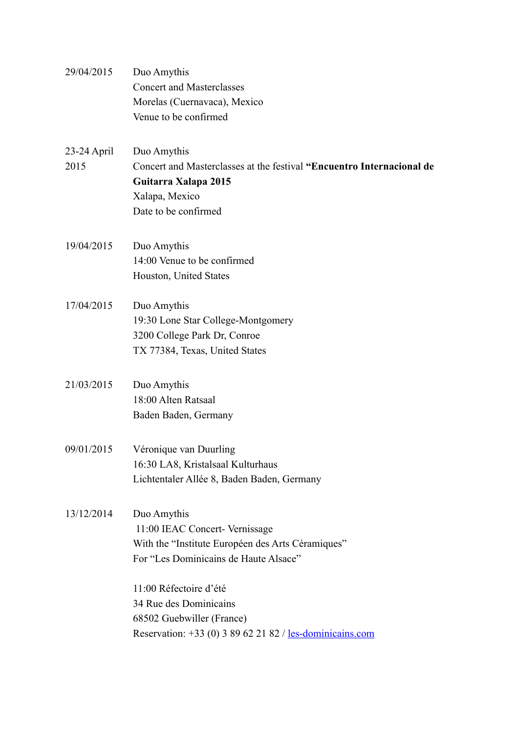29/04/2015 Duo Amythis
Concert and Masterclasses
Morelas (Cuernavaca), Mexico
Venue to be confirmed

23-24 April 2015 Duo Amythis
Concert and Masterclasses at the festival **"Encuentro Internacional de Guitarra Xalapa 2015**
Xalapa, Mexico
Date to be confirmed

19/04/2015 Duo Amythis
14:00 Venue to be confirmed
Houston, United States

17/04/2015 Duo Amythis
19:30 Lone Star College-Montgomery
3200 College Park Dr, Conroe
TX 77384, Texas, United States

21/03/2015 Duo Amythis
18:00 Alten Ratsaal
Baden Baden, Germany

09/01/2015 Véronique van Duurling
16:30 LA8, Kristalsaal Kulturhaus
Lichtentaler Allée 8, Baden Baden, Germany

13/12/2014 Duo Amythis
11:00 IEAC Concert- Vernissage
With the "Institute Européen des Arts Céramiques"
For "Les Dominicains de Haute Alsace"

11:00 Réfectoire d'été
34 Rue des Dominicains
68502 Guebwiller (France)
Reservation: +33 (0) 3 89 62 21 82 / [les-dominicains.com](les-dominicains.com)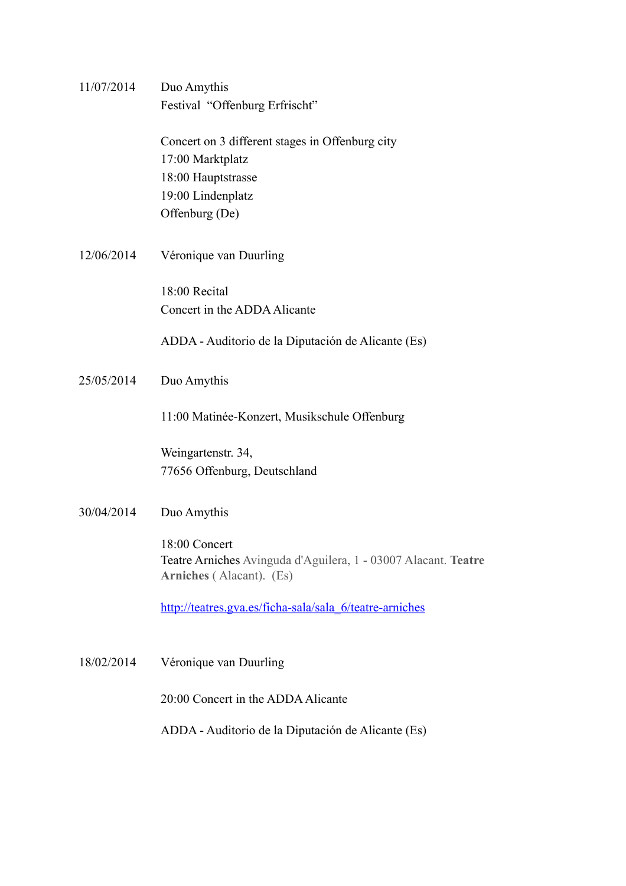11/07/2014 Duo Amythis

Festival "Offenburg Erfrischt"

Concert on 3 different stages in Offenburg city
17:00 Marktplatz
18:00 Hauptstrasse
19:00 Lindenplatz
Offenburg (De)

12/06/2014 Véronique van Duurling

18:00 Recital
Concert in the ADDA Alicante

ADDA - Auditorio de la Diputación de Alicante (Es)

25/05/2014 Duo Amythis

11:00 Matinée-Konzert, Musikschule Offenburg

Weingartenstr. 34,
77656 Offenburg, Deutschland

30/04/2014 Duo Amythis

18:00 Concert
Teatre Arniches Avinguda d'Aguilera, 1 - 03007 Alacant. **Teatre Arniches** ( Alacant). (Es)

http://teatres.gva.es/ficha-sala/sala_6/teatre-arniches

18/02/2014 Véronique van Duurling

20:00 Concert in the ADDA Alicante

ADDA - Auditorio de la Diputación de Alicante (Es)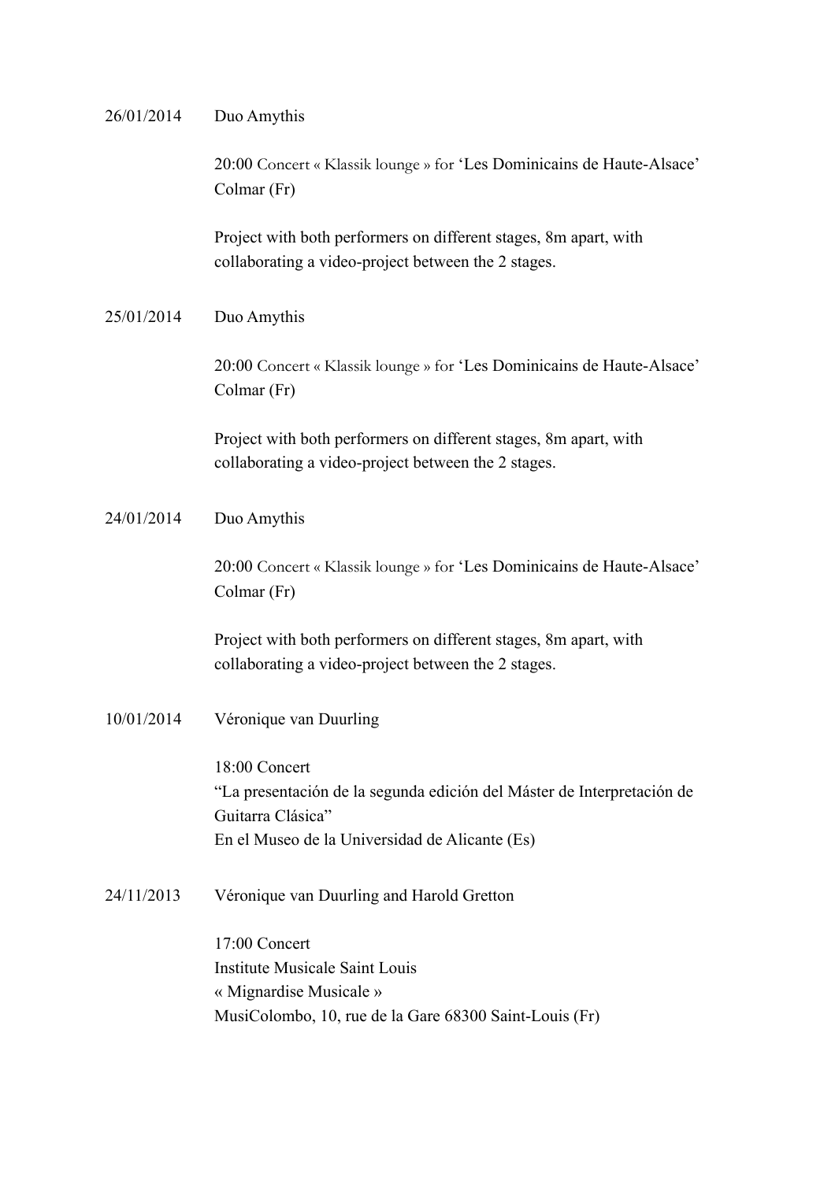26/01/2014 Duo Amythis

20:00 Concert « Klassik lounge » for 'Les Dominicains de Haute-Alsace' Colmar (Fr)

Project with both performers on different stages, 8m apart, with collaborating a video-project between the 2 stages.

25/01/2014 Duo Amythis

20:00 Concert « Klassik lounge » for 'Les Dominicains de Haute-Alsace' Colmar (Fr)

Project with both performers on different stages, 8m apart, with collaborating a video-project between the 2 stages.

24/01/2014 Duo Amythis

20:00 Concert « Klassik lounge » for 'Les Dominicains de Haute-Alsace' Colmar (Fr)

Project with both performers on different stages, 8m apart, with collaborating a video-project between the 2 stages.

10/01/2014 Véronique van Duurling

18:00 Concert
"La presentación de la segunda edición del Máster de Interpretación de Guitarra Clásica"
En el Museo de la Universidad de Alicante (Es)

24/11/2013 Véronique van Duurling and Harold Gretton

17:00 Concert
Institute Musicale Saint Louis
« Mignardise Musicale »
MusiColombo, 10, rue de la Gare 68300 Saint-Louis (Fr)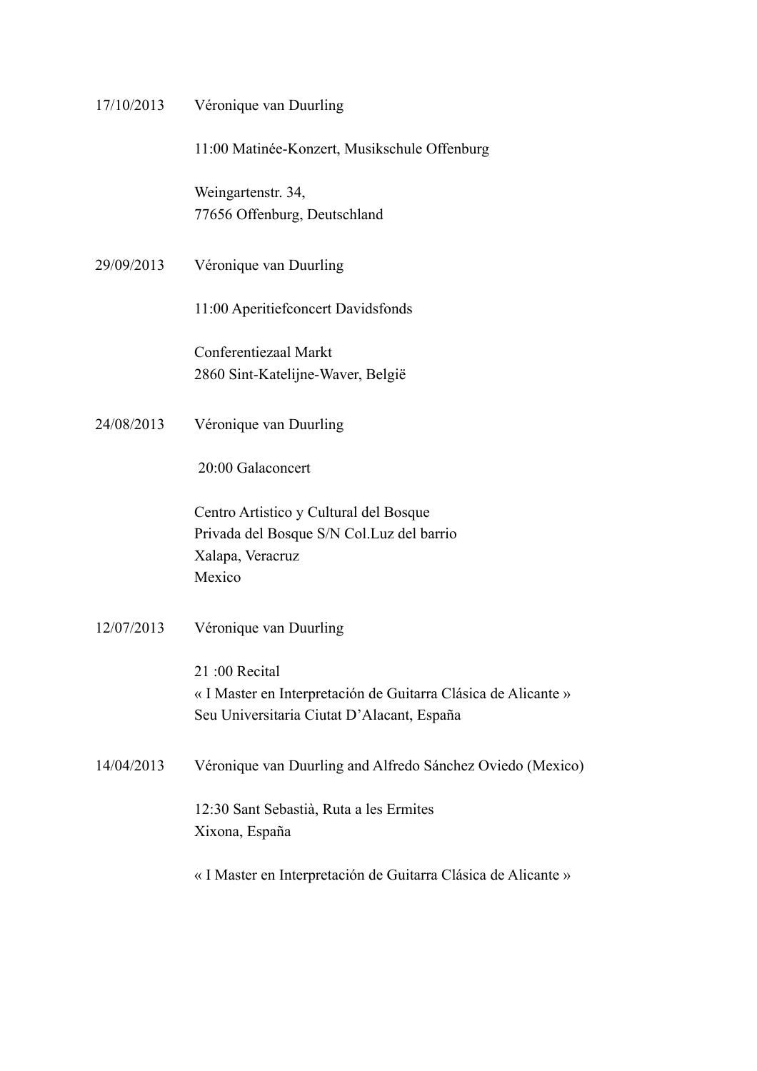17/10/2013 Véronique van Duurling

11:00 Matinée-Konzert, Musikschule Offenburg

Weingartenstr. 34,
77656 Offenburg, Deutschland

29/09/2013 Véronique van Duurling

11:00 Aperitiefconcert Davidsfonds

Conferentiezaal Markt
2860 Sint-Katelijne-Waver, België

24/08/2013 Véronique van Duurling

20:00 Galaconcert

Centro Artistico y Cultural del Bosque
Privada del Bosque S/N Col.Luz del barrio
Xalapa, Veracruz
Mexico

12/07/2013 Véronique van Duurling

21 :00 Recital
« I Master en Interpretación de Guitarra Clásica de Alicante »
Seu Universitaria Ciutat D'Alacant, España

14/04/2013 Véronique van Duurling and Alfredo Sánchez Oviedo (Mexico)

12:30 Sant Sebastià, Ruta a les Ermites
Xixona, España

« I Master en Interpretación de Guitarra Clásica de Alicante »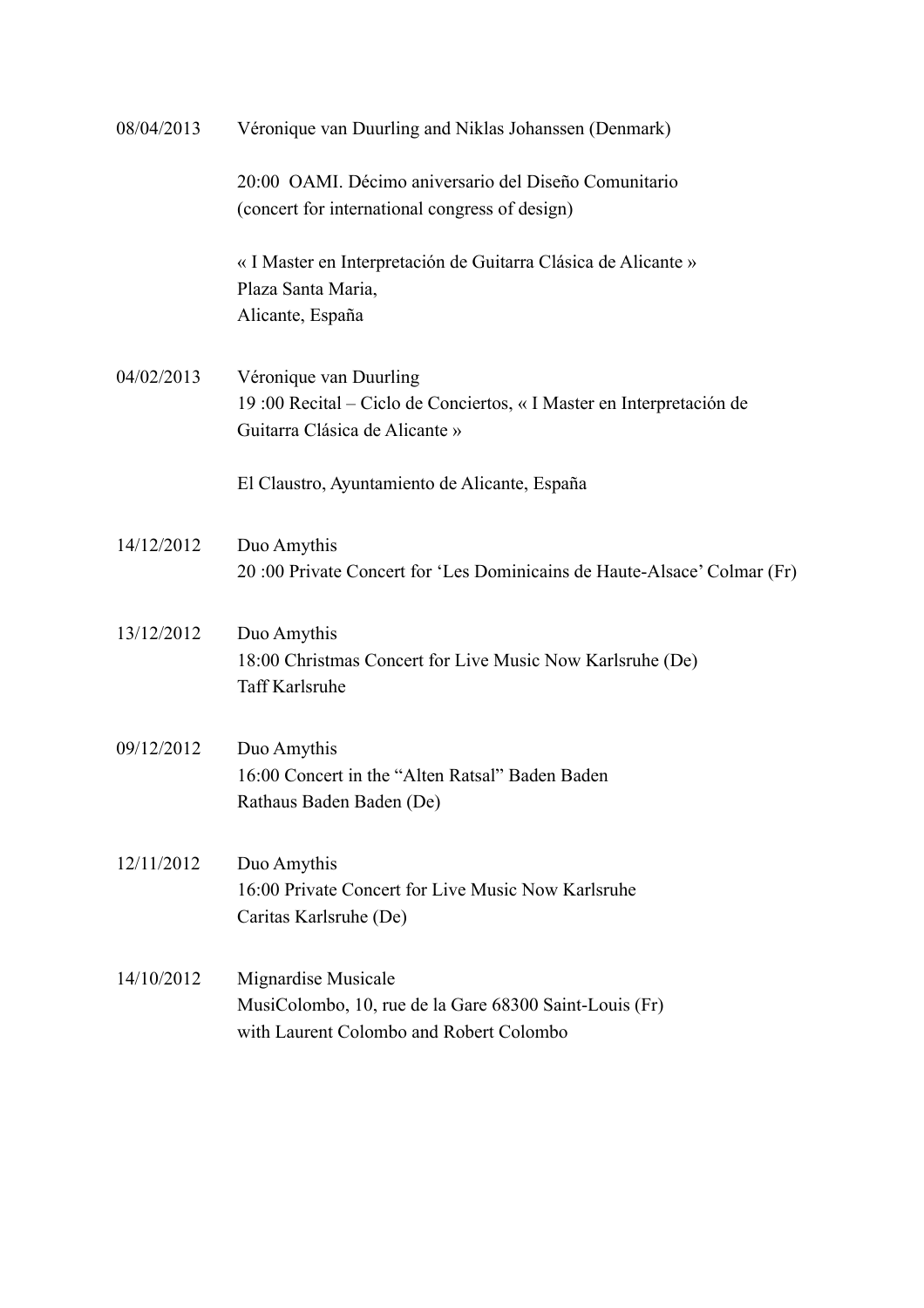08/04/2013 Véronique van Duurling and Niklas Johanssen (Denmark)

20:00 OAMI. Décimo aniversario del Diseño Comunitario
(concert for international congress of design)

« I Master en Interpretación de Guitarra Clásica de Alicante »
Plaza Santa Maria,
Alicante, España

04/02/2013 Véronique van Duurling
19 :00 Recital – Ciclo de Conciertos, « I Master en Interpretación de Guitarra Clásica de Alicante »

El Claustro, Ayuntamiento de Alicante, España

14/12/2012 Duo Amythis
20 :00 Private Concert for 'Les Dominicains de Haute-Alsace' Colmar (Fr)

13/12/2012 Duo Amythis
18:00 Christmas Concert for Live Music Now Karlsruhe (De)
Taff Karlsruhe

09/12/2012 Duo Amythis
16:00 Concert in the "Alten Ratsal" Baden Baden
Rathaus Baden Baden (De)

12/11/2012 Duo Amythis
16:00 Private Concert for Live Music Now Karlsruhe
Caritas Karlsruhe (De)

14/10/2012 Mignardise Musicale
MusiColombo, 10, rue de la Gare 68300 Saint-Louis (Fr)
with Laurent Colombo and Robert Colombo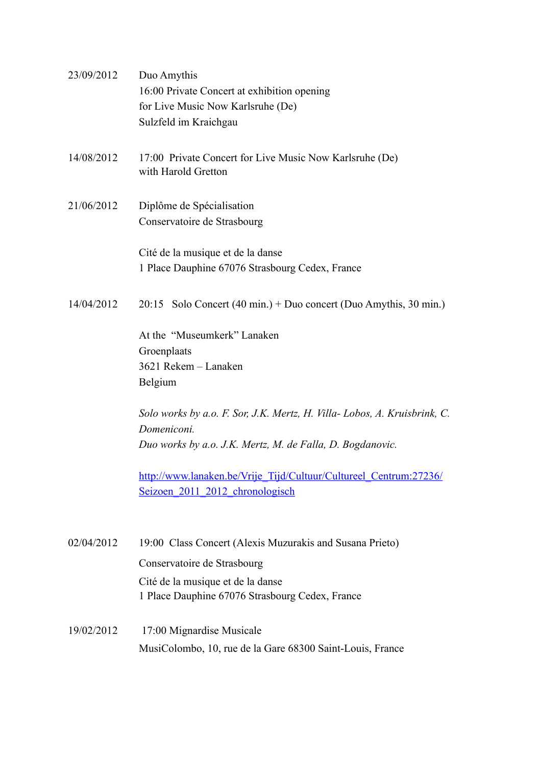23/09/2012 Duo Amythis
16:00 Private Concert at exhibition opening
for Live Music Now Karlsruhe (De)
Sulzfeld im Kraichgau

14/08/2012 17:00 Private Concert for Live Music Now Karlsruhe (De)
with Harold Gretton

21/06/2012 Diplôme de Spécialisation
Conservatoire de Strasbourg

Cité de la musique et de la danse
1 Place Dauphine 67076 Strasbourg Cedex, France

14/04/2012 20:15 Solo Concert (40 min.) + Duo concert (Duo Amythis, 30 min.)

At the "Museumkerk" Lanaken
Groenplaats
3621 Rekem – Lanaken
Belgium

*Solo works by a.o. F. Sor, J.K. Mertz, H. Villa- Lobos, A. Kruisbrink, C. Domeniconi.*
*Duo works by a.o. J.K. Mertz, M. de Falla, D. Bogdanovic.*

[http://www.lanaken.be/Vrije_Tijd/Cultuur/Cultureel_Centrum:27236/Seizoen_2011_2012_chronologisch](http://www.lanaken.be/Vrije_Tijd/Cultuur/Cultureel_Centrum:27236/Seizoen_2011_2012_chronologisch)

02/04/2012 19:00 Class Concert (Alexis Muzurakis and Susana Prieto)
Conservatoire de Strasbourg
Cité de la musique et de la danse
1 Place Dauphine 67076 Strasbourg Cedex, France

19/02/2012 17:00 Mignardise Musicale
MusiColombo, 10, rue de la Gare 68300 Saint-Louis, France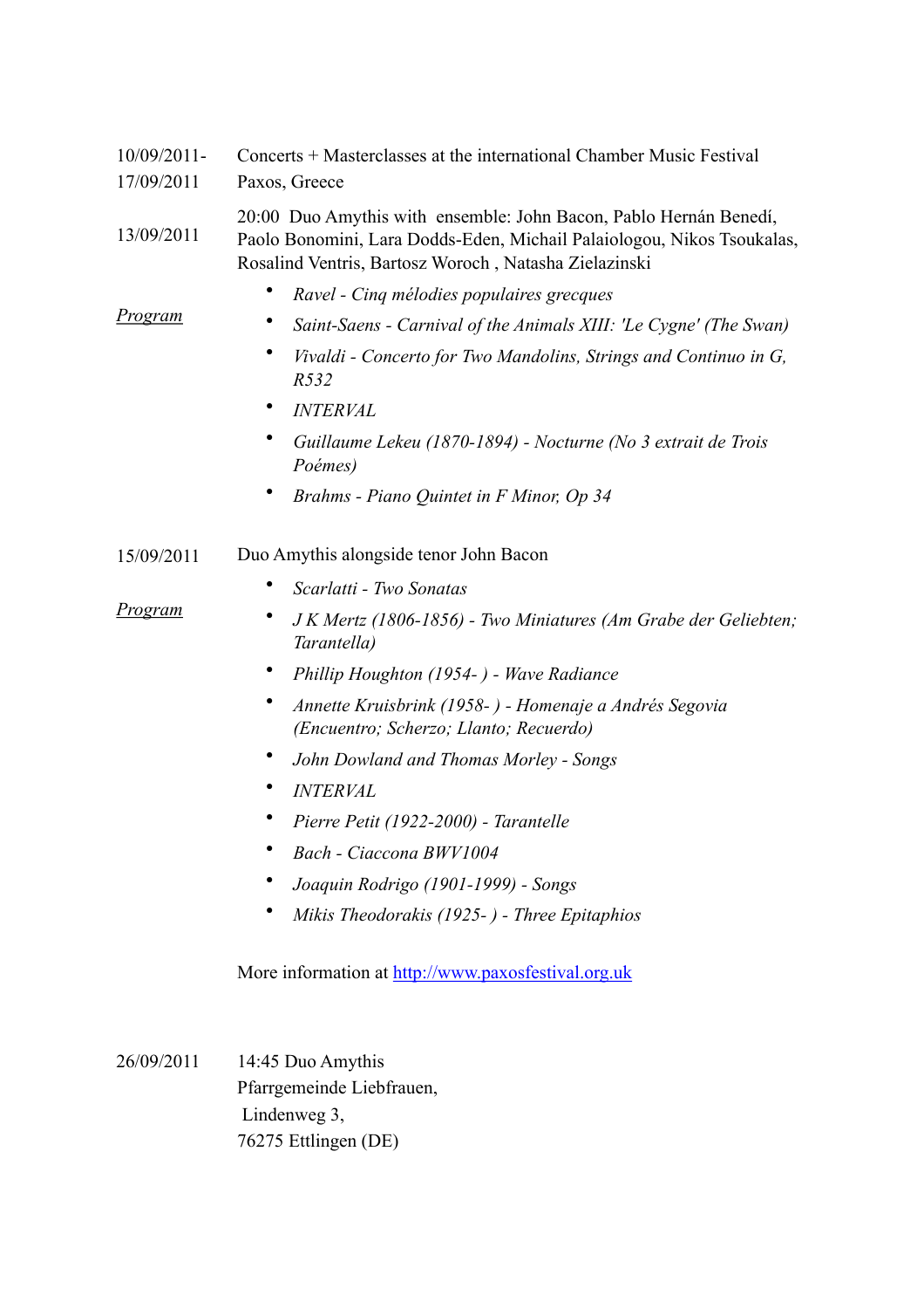10/09/2011-17/09/2011 — Concerts + Masterclasses at the international Chamber Music Festival Paxos, Greece

13/09/2011 — 20:00 Duo Amythis with ensemble: John Bacon, Pablo Hernán Benedí, Paolo Bonomini, Lara Dodds-Eden, Michail Palaiologou, Nikos Tsoukalas, Rosalind Ventris, Bartosz Woroch , Natasha Zielazinski

_Program_

- *Ravel - Cinq mélodies populaires grecques*
- *Saint-Saens - Carnival of the Animals XIII: 'Le Cygne' (The Swan)*
- *Vivaldi - Concerto for Two Mandolins, Strings and Continuo in G, R532*
- *INTERVAL*
- *Guillaume Lekeu (1870-1894) - Nocturne (No 3 extrait de Trois Poémes)*
- *Brahms - Piano Quintet in F Minor, Op 34*

15/09/2011 — Duo Amythis alongside tenor John Bacon

_Program_

- *Scarlatti - Two Sonatas*
- *J K Mertz (1806-1856) - Two Miniatures (Am Grabe der Geliebten; Tarantella)*
- *Phillip Houghton (1954- ) - Wave Radiance*
- *Annette Kruisbrink (1958- ) - Homenaje a Andrés Segovia (Encuentro; Scherzo; Llanto; Recuerdo)*
- *John Dowland and Thomas Morley - Songs*
- *INTERVAL*
- *Pierre Petit (1922-2000) - Tarantelle*
- *Bach - Ciaccona BWV1004*
- *Joaquin Rodrigo (1901-1999) - Songs*
- *Mikis Theodorakis (1925- ) - Three Epitaphios*

More information at [http://www.paxosfestival.org.uk](http://www.paxosfestival.org.uk)

26/09/2011 — 14:45 Duo Amythis  
Pfarrgemeinde Liebfrauen,  
Lindenweg 3,  
76275 Ettlingen (DE)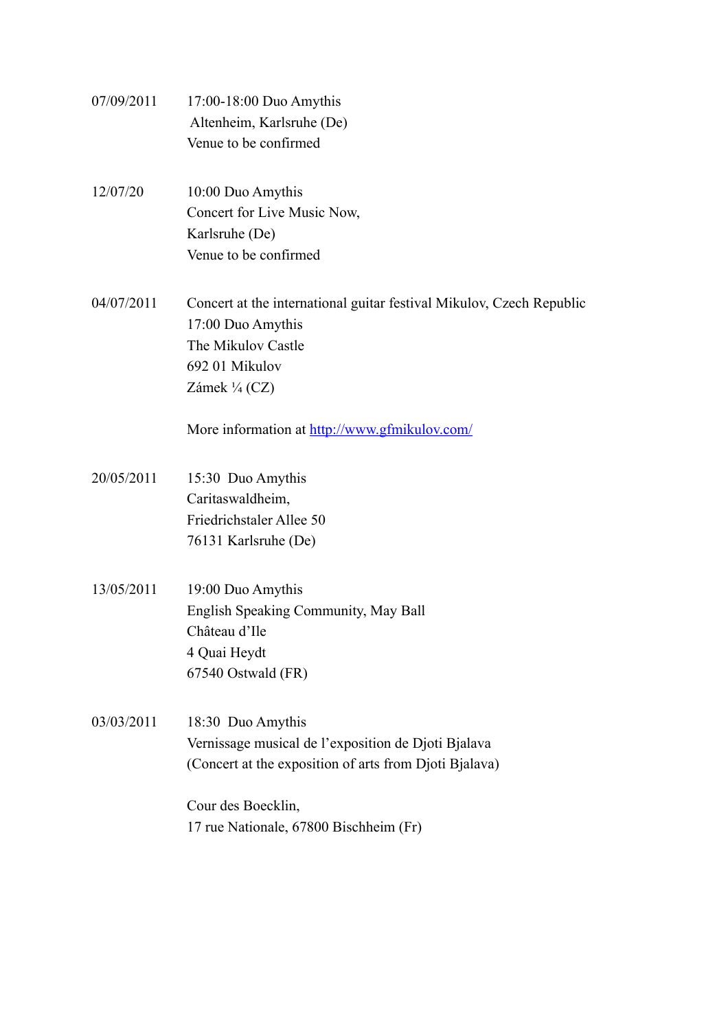07/09/2011 17:00-18:00 Duo Amythis
Altenheim, Karlsruhe (De)
Venue to be confirmed

12/07/20 10:00 Duo Amythis
Concert for Live Music Now,
Karlsruhe (De)
Venue to be confirmed

04/07/2011 Concert at the international guitar festival Mikulov, Czech Republic
17:00 Duo Amythis
The Mikulov Castle
692 01 Mikulov
Zámek ¼ (CZ)

More information at [http://www.gfmikulov.com/](http://www.gfmikulov.com/)

20/05/2011 15:30 Duo Amythis
Caritaswaldheim,
Friedrichstaler Allee 50
76131 Karlsruhe (De)

13/05/2011 19:00 Duo Amythis
English Speaking Community, May Ball
Château d'Ile
4 Quai Heydt
67540 Ostwald (FR)

03/03/2011 18:30 Duo Amythis
Vernissage musical de l'exposition de Djoti Bjalava
(Concert at the exposition of arts from Djoti Bjalava)

Cour des Boecklin,
17 rue Nationale, 67800 Bischheim (Fr)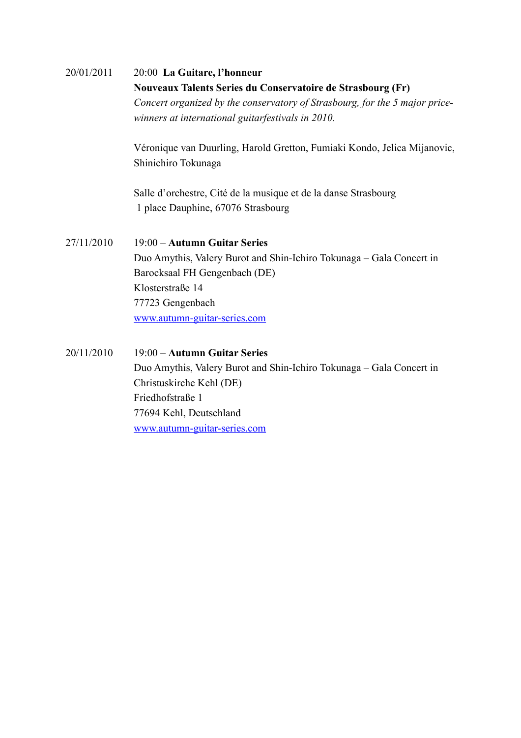20/01/2011

20:00 **La Guitare, l'honneur**
**Nouveaux Talents Series du Conservatoire de Strasbourg (Fr)**
*Concert organized by the conservatory of Strasbourg, for the 5 major price-winners at international guitarfestivals in 2010.*

Véronique van Duurling, Harold Gretton, Fumiaki Kondo, Jelica Mijanovic, Shinichiro Tokunaga

Salle d'orchestre, Cité de la musique et de la danse Strasbourg
1 place Dauphine, 67076 Strasbourg

27/11/2010

19:00 – **Autumn Guitar Series**
Duo Amythis, Valery Burot and Shin-Ichiro Tokunaga – Gala Concert in Barocksaal FH Gengenbach (DE)
Klosterstraße 14
77723 Gengenbach
[www.autumn-guitar-series.com](http://www.autumn-guitar-series.com)

20/11/2010

19:00 – **Autumn Guitar Series**
Duo Amythis, Valery Burot and Shin-Ichiro Tokunaga – Gala Concert in Christuskirche Kehl (DE)
Friedhofstraße 1
77694 Kehl, Deutschland
[www.autumn-guitar-series.com](http://www.autumn-guitar-series.com)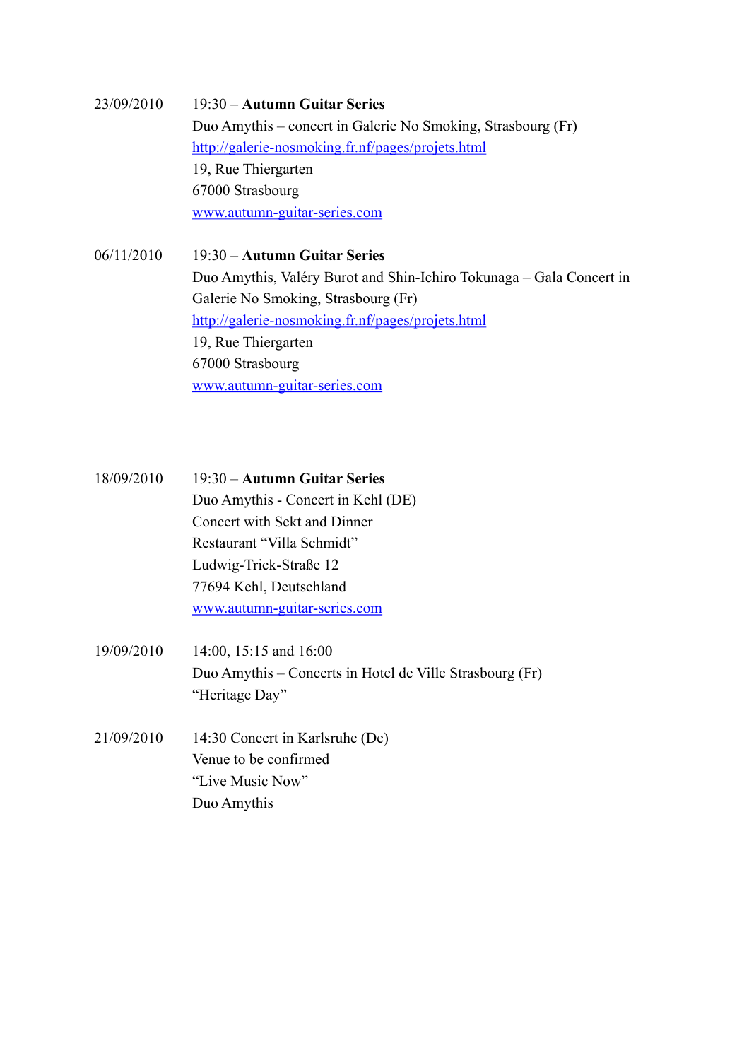23/09/2010 19:30 – **Autumn Guitar Series**
Duo Amythis – concert in Galerie No Smoking, Strasbourg (Fr)
http://galerie-nosmoking.fr.nf/pages/projets.html
19, Rue Thiergarten
67000 Strasbourg
www.autumn-guitar-series.com

06/11/2010 19:30 – **Autumn Guitar Series**
Duo Amythis, Valéry Burot and Shin-Ichiro Tokunaga – Gala Concert in Galerie No Smoking, Strasbourg (Fr)
http://galerie-nosmoking.fr.nf/pages/projets.html
19, Rue Thiergarten
67000 Strasbourg
www.autumn-guitar-series.com

18/09/2010 19:30 – **Autumn Guitar Series**
Duo Amythis - Concert in Kehl (DE)
Concert with Sekt and Dinner
Restaurant "Villa Schmidt"
Ludwig-Trick-Straße 12
77694 Kehl, Deutschland
www.autumn-guitar-series.com

19/09/2010 14:00, 15:15 and 16:00
Duo Amythis – Concerts in Hotel de Ville Strasbourg (Fr)
"Heritage Day"

21/09/2010 14:30 Concert in Karlsruhe (De)
Venue to be confirmed
"Live Music Now"
Duo Amythis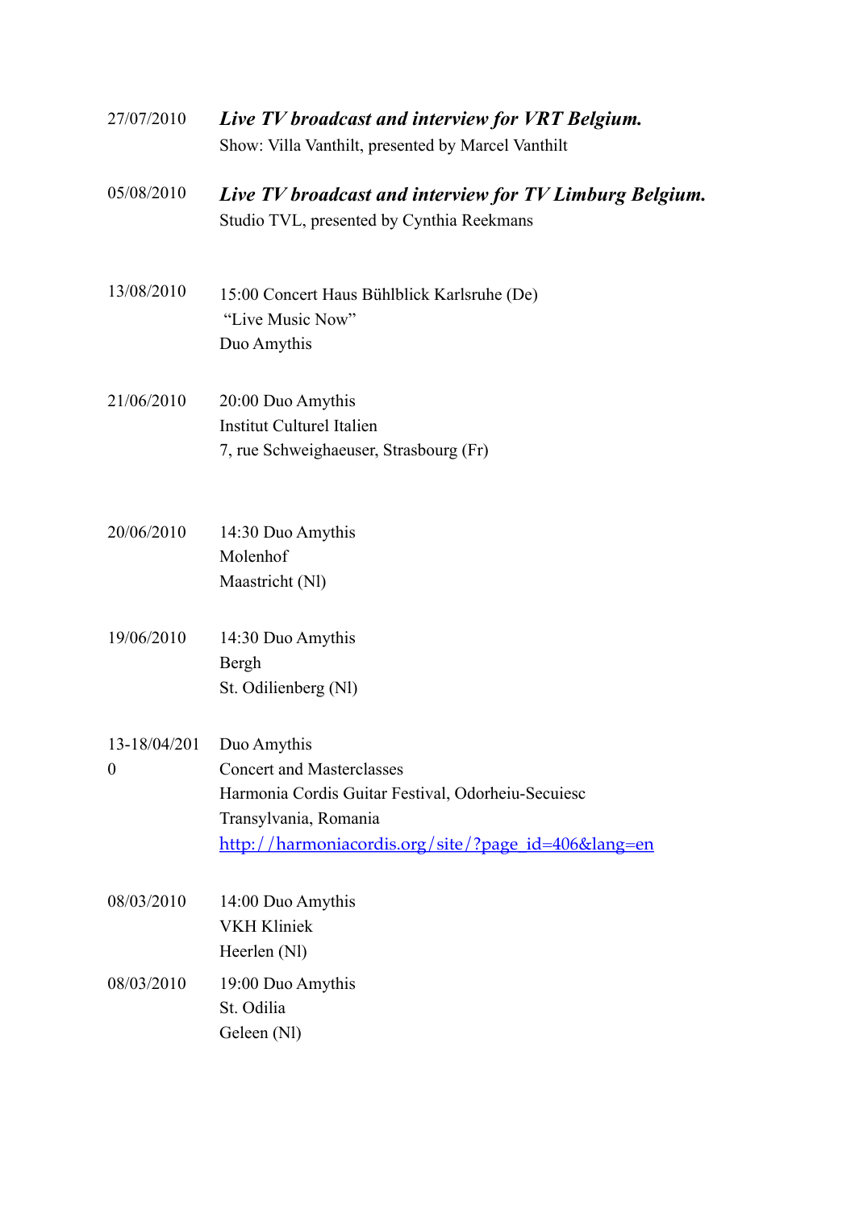27/07/2010 ***Live TV broadcast and interview for VRT Belgium.***
Show: Villa Vanthilt, presented by Marcel Vanthilt

05/08/2010 ***Live TV broadcast and interview for TV Limburg Belgium.***
Studio TVL, presented by Cynthia Reekmans

13/08/2010 15:00 Concert Haus Bühlblick Karlsruhe (De)
"Live Music Now"
Duo Amythis

21/06/2010 20:00 Duo Amythis
Institut Culturel Italien
7, rue Schweighaeuser, Strasbourg (Fr)

20/06/2010 14:30 Duo Amythis
Molenhof
Maastricht (Nl)

19/06/2010 14:30 Duo Amythis
Bergh
St. Odilienberg (Nl)

13-18/04/2010 Duo Amythis
Concert and Masterclasses
Harmonia Cordis Guitar Festival, Odorheiu-Secuiesc
Transylvania, Romania
http://harmoniacordis.org/site/?page_id=406&lang=en

08/03/2010 14:00 Duo Amythis
VKH Kliniek
Heerlen (Nl)

08/03/2010 19:00 Duo Amythis
St. Odilia
Geleen (Nl)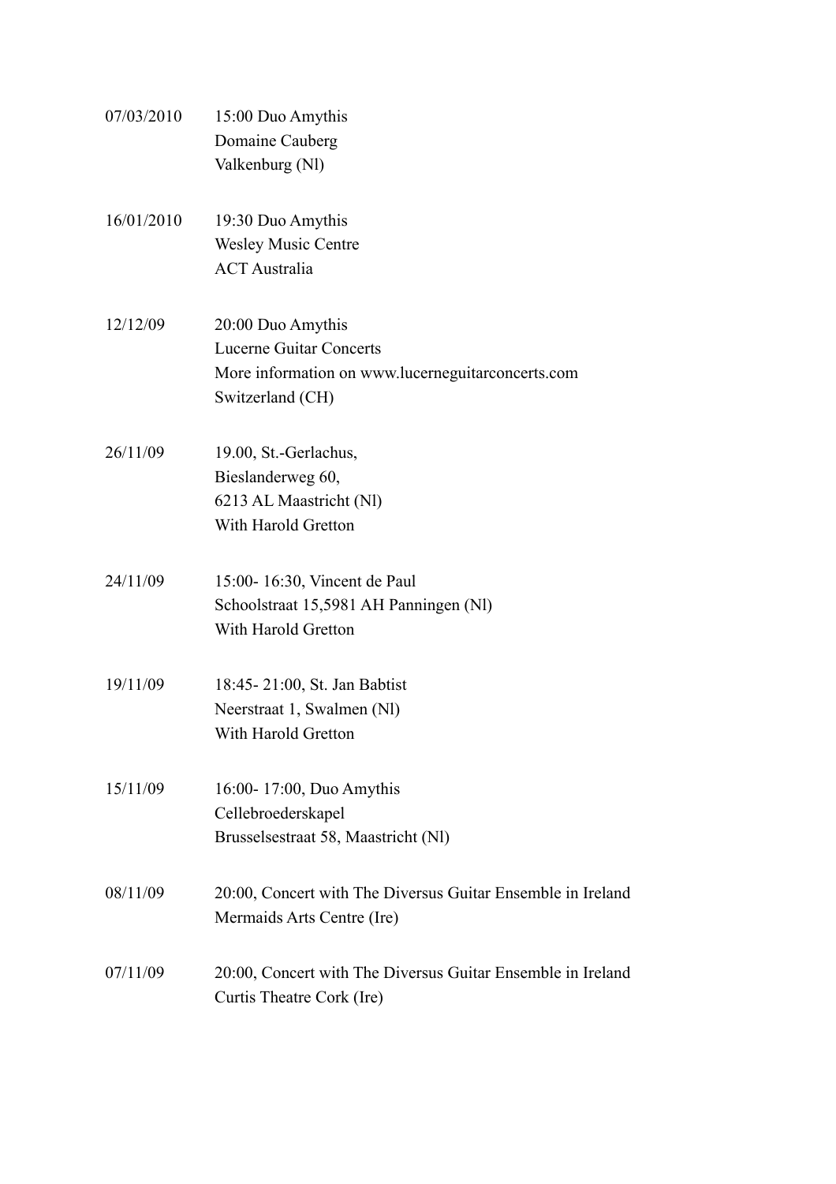07/03/2010 15:00 Duo Amythis
Domaine Cauberg
Valkenburg (Nl)

16/01/2010 19:30 Duo Amythis
Wesley Music Centre
ACT Australia

12/12/09 20:00 Duo Amythis
Lucerne Guitar Concerts
More information on www.lucerneguitarconcerts.com
Switzerland (CH)

26/11/09 19.00, St.-Gerlachus,
Bieslanderweg 60,
6213 AL Maastricht (Nl)
With Harold Gretton

24/11/09 15:00- 16:30, Vincent de Paul
Schoolstraat 15,5981 AH Panningen (Nl)
With Harold Gretton

19/11/09 18:45- 21:00, St. Jan Babtist
Neerstraat 1, Swalmen (Nl)
With Harold Gretton

15/11/09 16:00- 17:00, Duo Amythis
Cellebroederskapel
Brusselsestraat 58, Maastricht (Nl)

08/11/09 20:00, Concert with The Diversus Guitar Ensemble in Ireland
Mermaids Arts Centre (Ire)

07/11/09 20:00, Concert with The Diversus Guitar Ensemble in Ireland
Curtis Theatre Cork (Ire)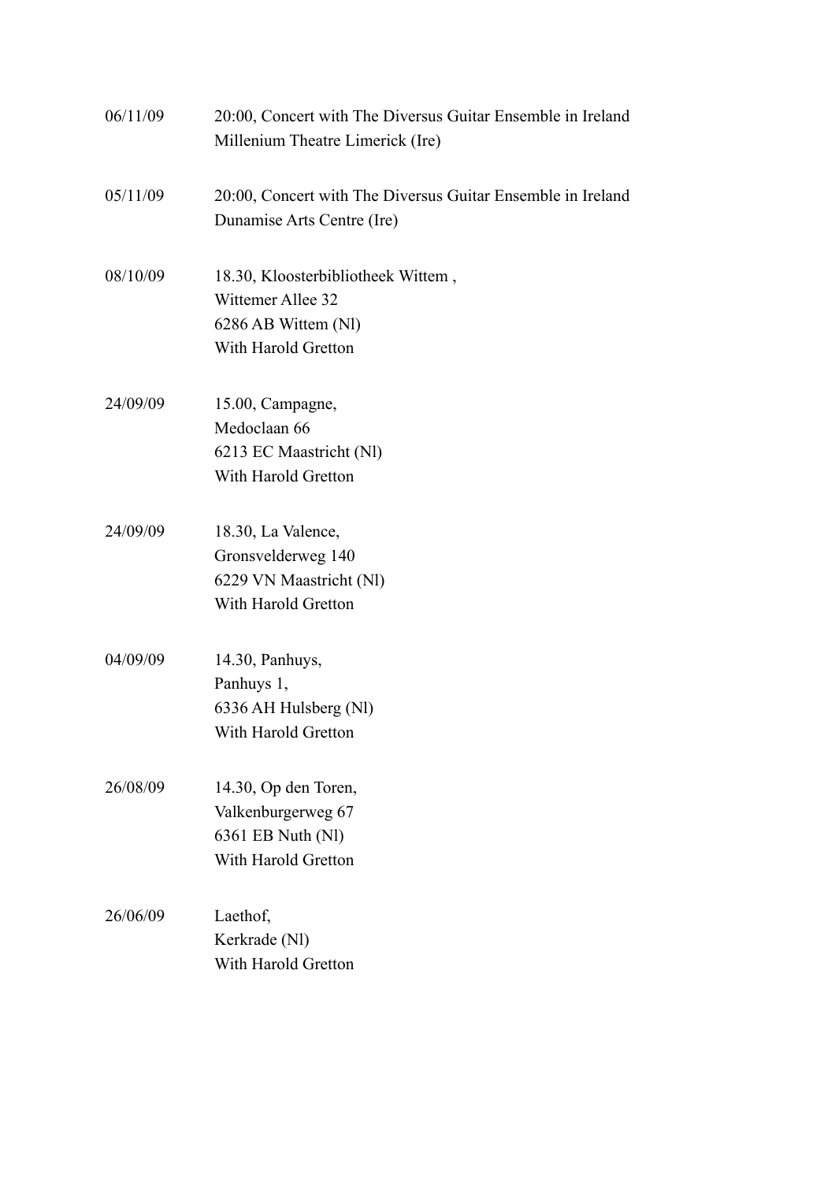06/11/09 20:00, Concert with The Diversus Guitar Ensemble in Ireland
Millenium Theatre Limerick (Ire)

05/11/09 20:00, Concert with The Diversus Guitar Ensemble in Ireland
Dunamise Arts Centre (Ire)

08/10/09 18.30, Kloosterbibliotheek Wittem ,
Wittemer Allee 32
6286 AB Wittem (Nl)
With Harold Gretton

24/09/09 15.00, Campagne,
Medoclaan 66
6213 EC Maastricht (Nl)
With Harold Gretton

24/09/09 18.30, La Valence,
Gronsvelderweg 140
6229 VN Maastricht (Nl)
With Harold Gretton

04/09/09 14.30, Panhuys,
Panhuys 1,
6336 AH Hulsberg (Nl)
With Harold Gretton

26/08/09 14.30, Op den Toren,
Valkenburgerweg 67
6361 EB Nuth (Nl)
With Harold Gretton

26/06/09 Laethof,
Kerkrade (Nl)
With Harold Gretton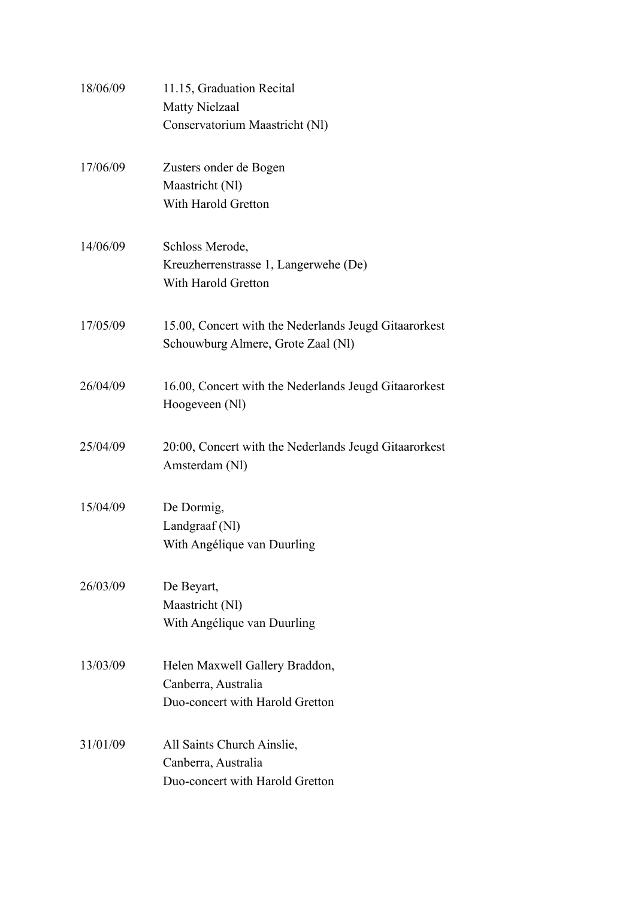18/06/09 11.15, Graduation Recital
Matty Nielzaal
Conservatorium Maastricht (Nl)

17/06/09 Zusters onder de Bogen
Maastricht (Nl)
With Harold Gretton

14/06/09 Schloss Merode,
Kreuzherrenstrasse 1, Langerwehe (De)
With Harold Gretton

17/05/09 15.00, Concert with the Nederlands Jeugd Gitaarorkest
Schouwburg Almere, Grote Zaal (Nl)

26/04/09 16.00, Concert with the Nederlands Jeugd Gitaarorkest
Hoogeveen (Nl)

25/04/09 20:00, Concert with the Nederlands Jeugd Gitaarorkest
Amsterdam (Nl)

15/04/09 De Dormig,
Landgraaf (Nl)
With Angélique van Duurling

26/03/09 De Beyart,
Maastricht (Nl)
With Angélique van Duurling

13/03/09 Helen Maxwell Gallery Braddon,
Canberra, Australia
Duo-concert with Harold Gretton

31/01/09 All Saints Church Ainslie,
Canberra, Australia
Duo-concert with Harold Gretton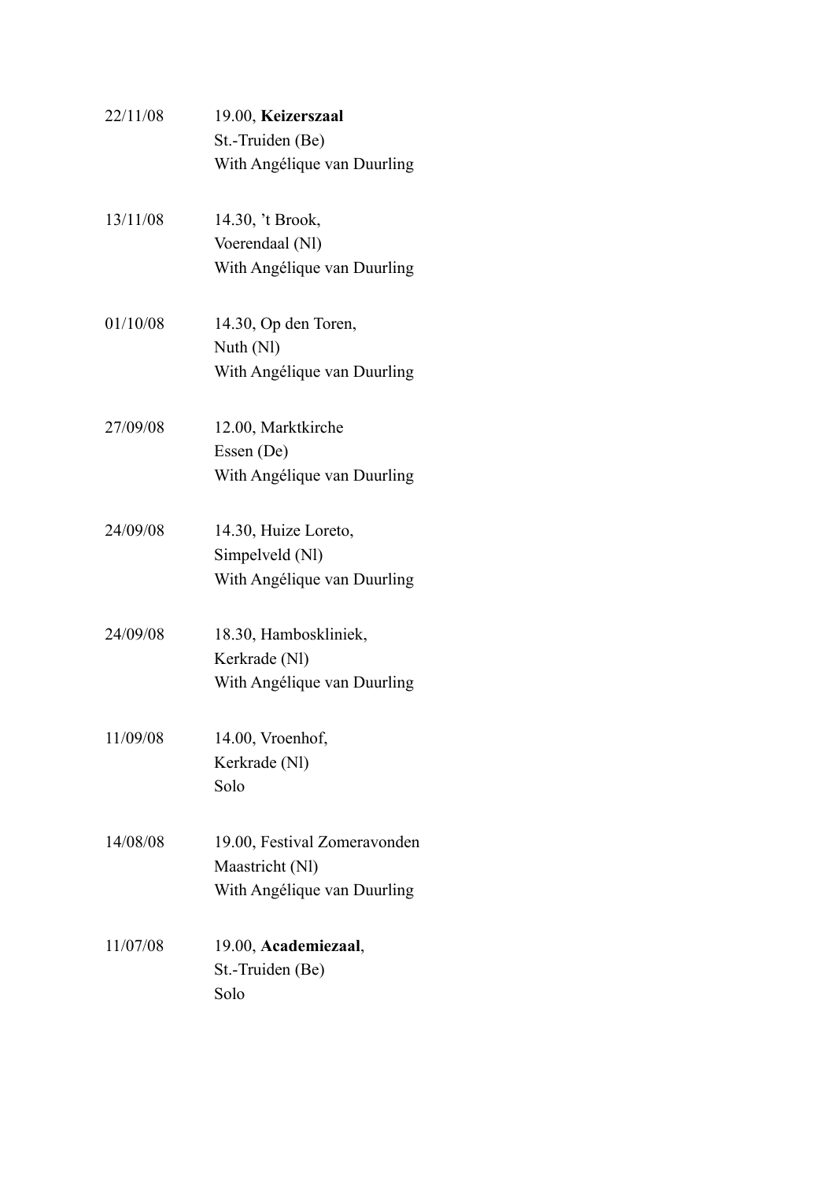22/11/08 19.00, **Keizerszaal**
St.-Truiden (Be)
With Angélique van Duurling

13/11/08 14.30, 't Brook,
Voerendaal (Nl)
With Angélique van Duurling

01/10/08 14.30, Op den Toren,
Nuth (Nl)
With Angélique van Duurling

27/09/08 12.00, Marktkirche
Essen (De)
With Angélique van Duurling

24/09/08 14.30, Huize Loreto,
Simpelveld (Nl)
With Angélique van Duurling

24/09/08 18.30, Hamboskliniek,
Kerkrade (Nl)
With Angélique van Duurling

11/09/08 14.00, Vroenhof,
Kerkrade (Nl)
Solo

14/08/08 19.00, Festival Zomeravonden
Maastricht (Nl)
With Angélique van Duurling

11/07/08 19.00, **Academiezaal**,
St.-Truiden (Be)
Solo